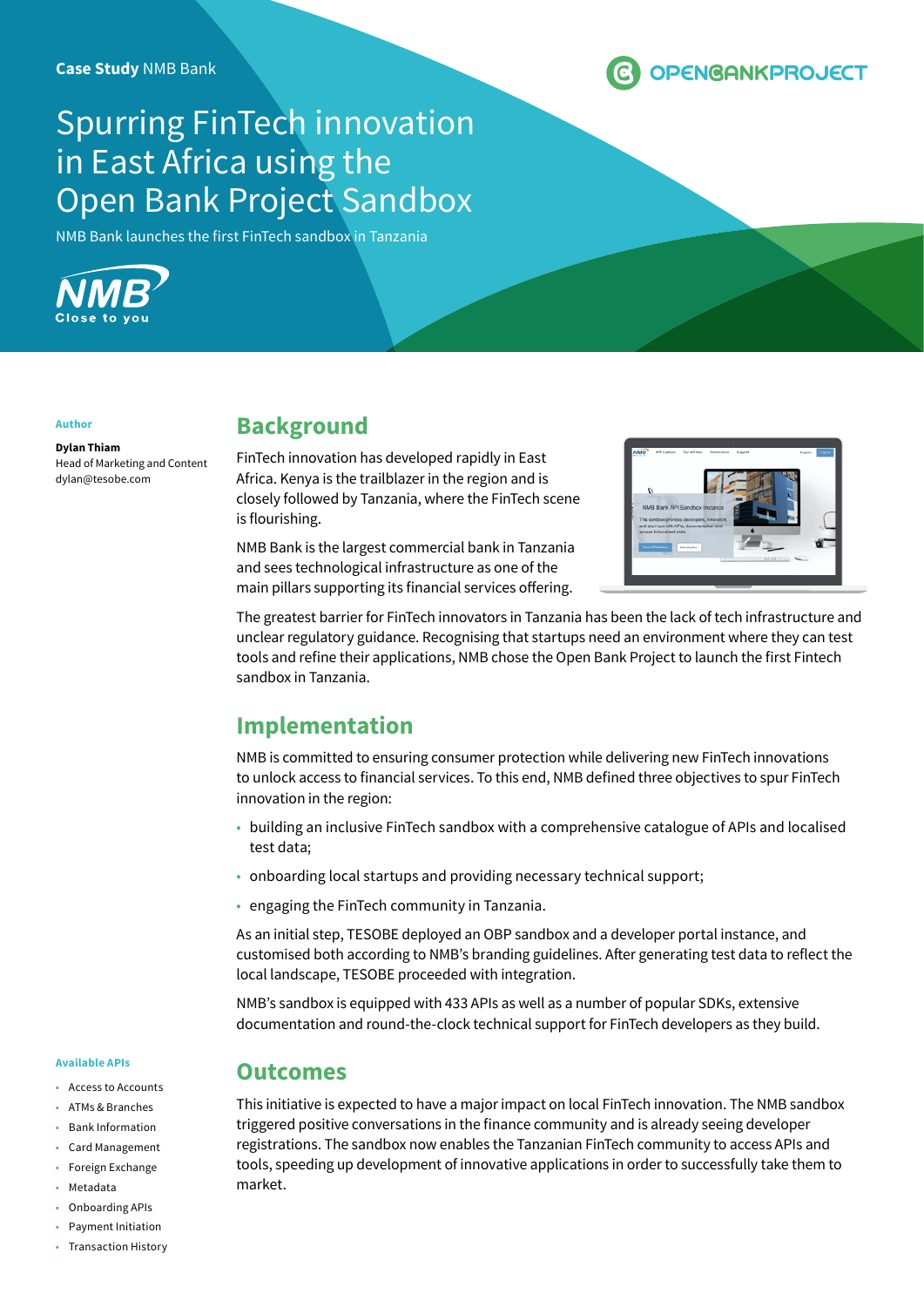**Case Study** NMB Bank

# Spurring FinTech innovation in East Africa using the Open Bank Project Sandbox

NMB Bank launches the first FinTech sandbox in Tanzania

**Author**

**Dylan Thiam**
Head of Marketing and Content
dylan@tesobe.com

## Background

FinTech innovation has developed rapidly in East Africa. Kenya is the trailblazer in the region and is closely followed by Tanzania, where the FinTech scene is flourishing.

NMB Bank is the largest commercial bank in Tanzania and sees technological infrastructure as one of the main pillars supporting its financial services offering.

The greatest barrier for FinTech innovators in Tanzania has been the lack of tech infrastructure and unclear regulatory guidance. Recognising that startups need an environment where they can test tools and refine their applications, NMB chose the Open Bank Project to launch the first Fintech sandbox in Tanzania.

## Implementation

NMB is committed to ensuring consumer protection while delivering new FinTech innovations to unlock access to financial services. To this end, NMB defined three objectives to spur FinTech innovation in the region:

- building an inclusive FinTech sandbox with a comprehensive catalogue of APIs and localised test data;
- onboarding local startups and providing necessary technical support;
- engaging the FinTech community in Tanzania.

As an initial step, TESOBE deployed an OBP sandbox and a developer portal instance, and customised both according to NMB's branding guidelines. After generating test data to reflect the local landscape, TESOBE proceeded with integration.

NMB's sandbox is equipped with 433 APIs as well as a number of popular SDKs, extensive documentation and round-the-clock technical support for FinTech developers as they build.

## Outcomes

This initiative is expected to have a major impact on local FinTech innovation. The NMB sandbox triggered positive conversations in the finance community and is already seeing developer registrations. The sandbox now enables the Tanzanian FinTech community to access APIs and tools, speeding up development of innovative applications in order to successfully take them to market.

**Available APIs**

- Access to Accounts
- ATMs & Branches
- Bank Information
- Card Management
- Foreign Exchange
- Metadata
- Onboarding APIs
- Payment Initiation
- Transaction History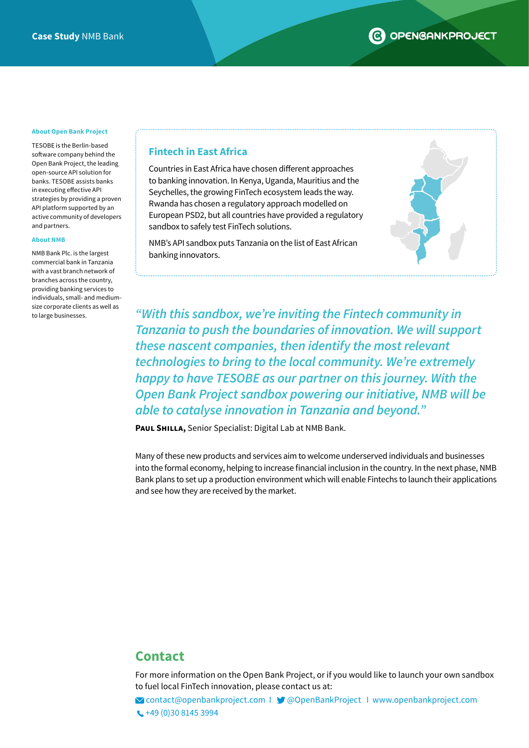### About Open Bank Project

TESOBE is the Berlin-based software company behind the Open Bank Project, the leading open-source API solution for banks. TESOBE assists banks in executing effective API strategies by providing a proven API platform supported by an active community of developers and partners.

### About NMB

NMB Bank Plc. is the largest commercial bank in Tanzania with a vast branch network of branches across the country, providing banking services to individuals, small- and medium-size corporate clients as well as to large businesses.

## Fintech in East Africa

Countries in East Africa have chosen different approaches to banking innovation. In Kenya, Uganda, Mauritius and the Seychelles, the growing FinTech ecosystem leads the way. Rwanda has chosen a regulatory approach modelled on European PSD2, but all countries have provided a regulatory sandbox to safely test FinTech solutions.

NMB's API sandbox puts Tanzania on the list of East African banking innovators.

*"With this sandbox, we're inviting the Fintech community in Tanzania to push the boundaries of innovation. We will support these nascent companies, then identify the most relevant technologies to bring to the local community. We're extremely happy to have TESOBE as our partner on this journey. With the Open Bank Project sandbox powering our initiative, NMB will be able to catalyse innovation in Tanzania and beyond."*

**Paul Shilla,** Senior Specialist: Digital Lab at NMB Bank.

Many of these new products and services aim to welcome underserved individuals and businesses into the formal economy, helping to increase financial inclusion in the country. In the next phase, NMB Bank plans to set up a production environment which will enable Fintechs to launch their applications and see how they are received by the market.

## Contact

For more information on the Open Bank Project, or if you would like to launch your own sandbox to fuel local FinTech innovation, please contact us at:

contact@openbankproject.com | @OpenBankProject | www.openbankproject.com

+49 (0)30 8145 3994